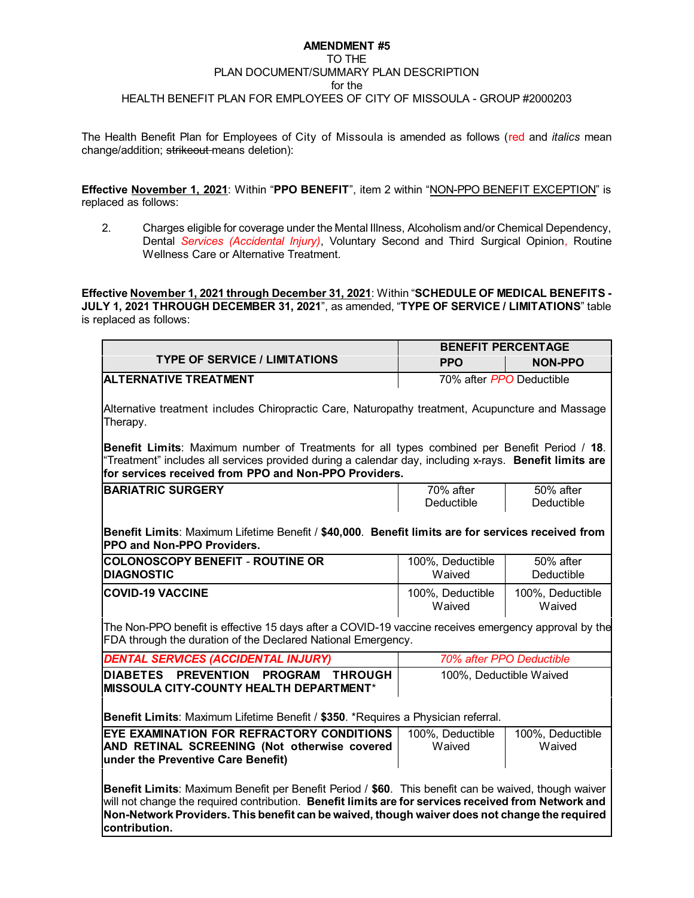**AMENDMENT #5**
TO THE
PLAN DOCUMENT/SUMMARY PLAN DESCRIPTION
for the
HEALTH BENEFIT PLAN FOR EMPLOYEES OF CITY OF MISSOULA - GROUP #2000203

The Health Benefit Plan for Employees of City of Missoula is amended as follows (red and *italics* mean change/addition; ~~strikeout~~ means deletion):

**Effective November 1, 2021**: Within "**PPO BENEFIT**", item 2 within "NON-PPO BENEFIT EXCEPTION" is replaced as follows:

2. Charges eligible for coverage under the Mental Illness, Alcoholism and/or Chemical Dependency, Dental *Services (Accidental Injury)*, Voluntary Second and Third Surgical Opinion, Routine Wellness Care or Alternative Treatment.

**Effective November 1, 2021 through December 31, 2021**: Within "**SCHEDULE OF MEDICAL BENEFITS - JULY 1, 2021 THROUGH DECEMBER 31, 2021**", as amended, "**TYPE OF SERVICE / LIMITATIONS**" table is replaced as follows:

| TYPE OF SERVICE / LIMITATIONS | BENEFIT PERCENTAGE | |
|---|---|---|
| | **PPO** | **NON-PPO** |
| **ALTERNATIVE TREATMENT** | 70% after *PPO* Deductible | |
| Alternative treatment includes Chiropractic Care, Naturopathy treatment, Acupuncture and Massage Therapy.<br><br>**Benefit Limits**: Maximum number of Treatments for all types combined per Benefit Period / **18**. "Treatment" includes all services provided during a calendar day, including x-rays. **Benefit limits are for services received from PPO and Non-PPO Providers.** | | |
| **BARIATRIC SURGERY** | 70% after Deductible | 50% after Deductible |
| **Benefit Limits**: Maximum Lifetime Benefit / **$40,000**. **Benefit limits are for services received from PPO and Non-PPO Providers.** | | |
| **COLONOSCOPY BENEFIT - ROUTINE OR DIAGNOSTIC** | 100%, Deductible Waived | 50% after Deductible |
| **COVID-19 VACCINE** | 100%, Deductible Waived | 100%, Deductible Waived |
| The Non-PPO benefit is effective 15 days after a COVID-19 vaccine receives emergency approval by the FDA through the duration of the Declared National Emergency. | | |
| ***DENTAL SERVICES (ACCIDENTAL INJURY)*** | *70% after PPO Deductible* | |
| **DIABETES PREVENTION PROGRAM THROUGH MISSOULA CITY-COUNTY HEALTH DEPARTMENT*** | 100%, Deductible Waived | |
| **Benefit Limits**: Maximum Lifetime Benefit / **$350**. *Requires a Physician referral. | | |
| **EYE EXAMINATION FOR REFRACTORY CONDITIONS AND RETINAL SCREENING (Not otherwise covered under the Preventive Care Benefit)** | 100%, Deductible Waived | 100%, Deductible Waived |
| **Benefit Limits**: Maximum Benefit per Benefit Period / **$60**. This benefit can be waived, though waiver will not change the required contribution. **Benefit limits are for services received from Network and Non-Network Providers. This benefit can be waived, though waiver does not change the required contribution.** | | |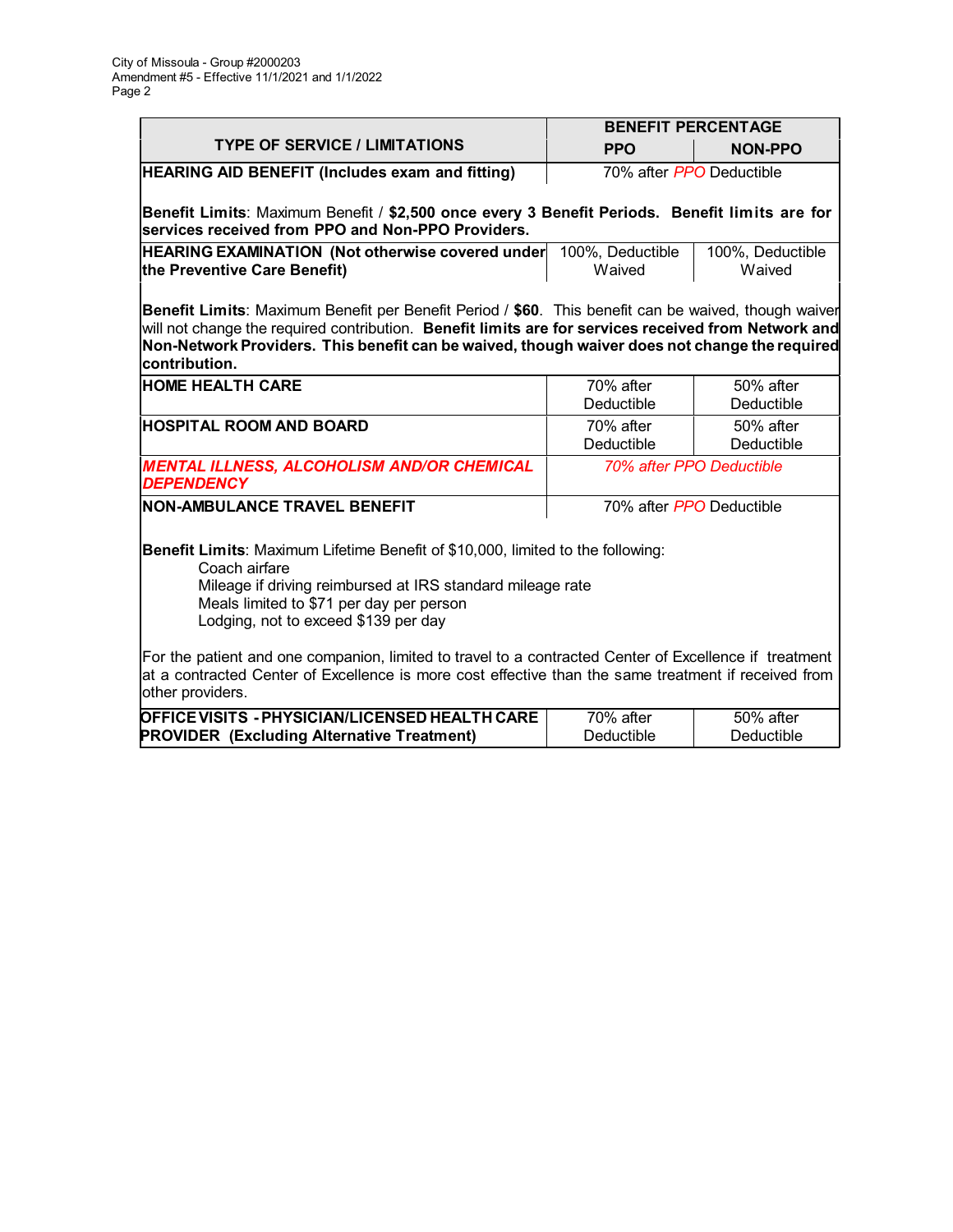| TYPE OF SERVICE / LIMITATIONS | BENEFIT PERCENTAGE | |
|---|---|---|
| | **PPO** | **NON-PPO** |
| **HEARING AID BENEFIT (Includes exam and fitting)** | 70% after *PPO* Deductible | |
| **Benefit Limits**: Maximum Benefit / **$2,500 once every 3 Benefit Periods. Benefit limits are for services received from PPO and Non-PPO Providers.** | | |
| **HEARING EXAMINATION (Not otherwise covered under the Preventive Care Benefit)** | 100%, Deductible Waived | 100%, Deductible Waived |
| **Benefit Limits**: Maximum Benefit per Benefit Period / **$60**. This benefit can be waived, though waiver will not change the required contribution. **Benefit limits are for services received from Network and Non-Network Providers. This benefit can be waived, though waiver does not change the required contribution.** | | |
| **HOME HEALTH CARE** | 70% after Deductible | 50% after Deductible |
| **HOSPITAL ROOM AND BOARD** | 70% after Deductible | 50% after Deductible |
| ***MENTAL ILLNESS, ALCOHOLISM AND/OR CHEMICAL DEPENDENCY*** | *70% after PPO Deductible* | |
| **NON-AMBULANCE TRAVEL BENEFIT** | 70% after *PPO* Deductible | |
| **Benefit Limits**: Maximum Lifetime Benefit of $10,000, limited to the following:<br>Coach airfare<br>Mileage if driving reimbursed at IRS standard mileage rate<br>Meals limited to $71 per day per person<br>Lodging, not to exceed $139 per day<br><br>For the patient and one companion, limited to travel to a contracted Center of Excellence if treatment at a contracted Center of Excellence is more cost effective than the same treatment if received from other providers. | | |
| **OFFICE VISITS - PHYSICIAN/LICENSED HEALTH CARE PROVIDER (Excluding Alternative Treatment)** | 70% after Deductible | 50% after Deductible |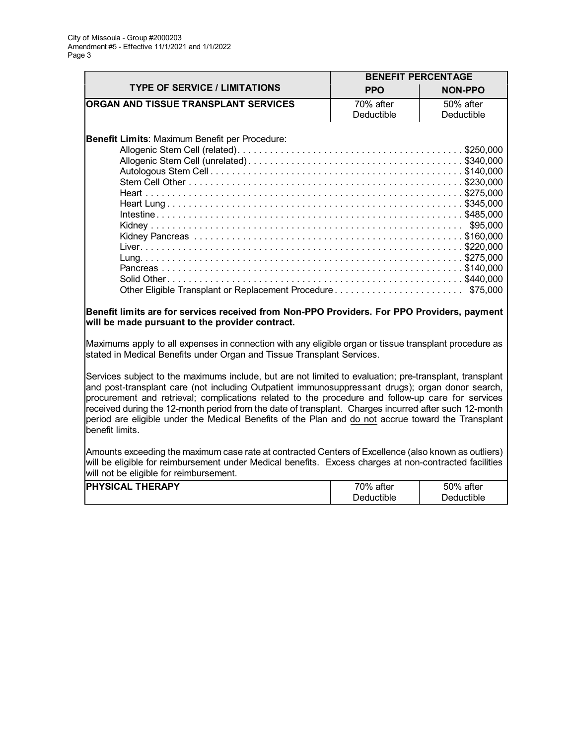| TYPE OF SERVICE / LIMITATIONS | BENEFIT PERCENTAGE | |
|---|---|---|
| | **PPO** | **NON-PPO** |
| **ORGAN AND TISSUE TRANSPLANT SERVICES** | 70% after Deductible | 50% after Deductible |

**Benefit Limits**: Maximum Benefit per Procedure:

| Procedure | Maximum |
|---|---|
| Allogenic Stem Cell (related) | $250,000 |
| Allogenic Stem Cell (unrelated) | $340,000 |
| Autologous Stem Cell | $140,000 |
| Stem Cell Other | $230,000 |
| Heart | $275,000 |
| Heart Lung | $345,000 |
| Intestine | $485,000 |
| Kidney | $95,000 |
| Kidney Pancreas | $160,000 |
| Liver | $220,000 |
| Lung | $275,000 |
| Pancreas | $140,000 |
| Solid Other | $440,000 |
| Other Eligible Transplant or Replacement Procedure | $75,000 |

**Benefit limits are for services received from Non-PPO Providers. For PPO Providers, payment will be made pursuant to the provider contract.**

Maximums apply to all expenses in connection with any eligible organ or tissue transplant procedure as stated in Medical Benefits under Organ and Tissue Transplant Services.

Services subject to the maximums include, but are not limited to evaluation; pre-transplant, transplant and post-transplant care (not including Outpatient immunosuppressant drugs); organ donor search, procurement and retrieval; complications related to the procedure and follow-up care for services received during the 12-month period from the date of transplant. Charges incurred after such 12-month period are eligible under the Medical Benefits of the Plan and do not accrue toward the Transplant benefit limits.

Amounts exceeding the maximum case rate at contracted Centers of Excellence (also known as outliers) will be eligible for reimbursement under Medical benefits. Excess charges at non-contracted facilities will not be eligible for reimbursement.

| TYPE OF SERVICE / LIMITATIONS | PPO | NON-PPO |
|---|---|---|
| **PHYSICAL THERAPY** | 70% after Deductible | 50% after Deductible |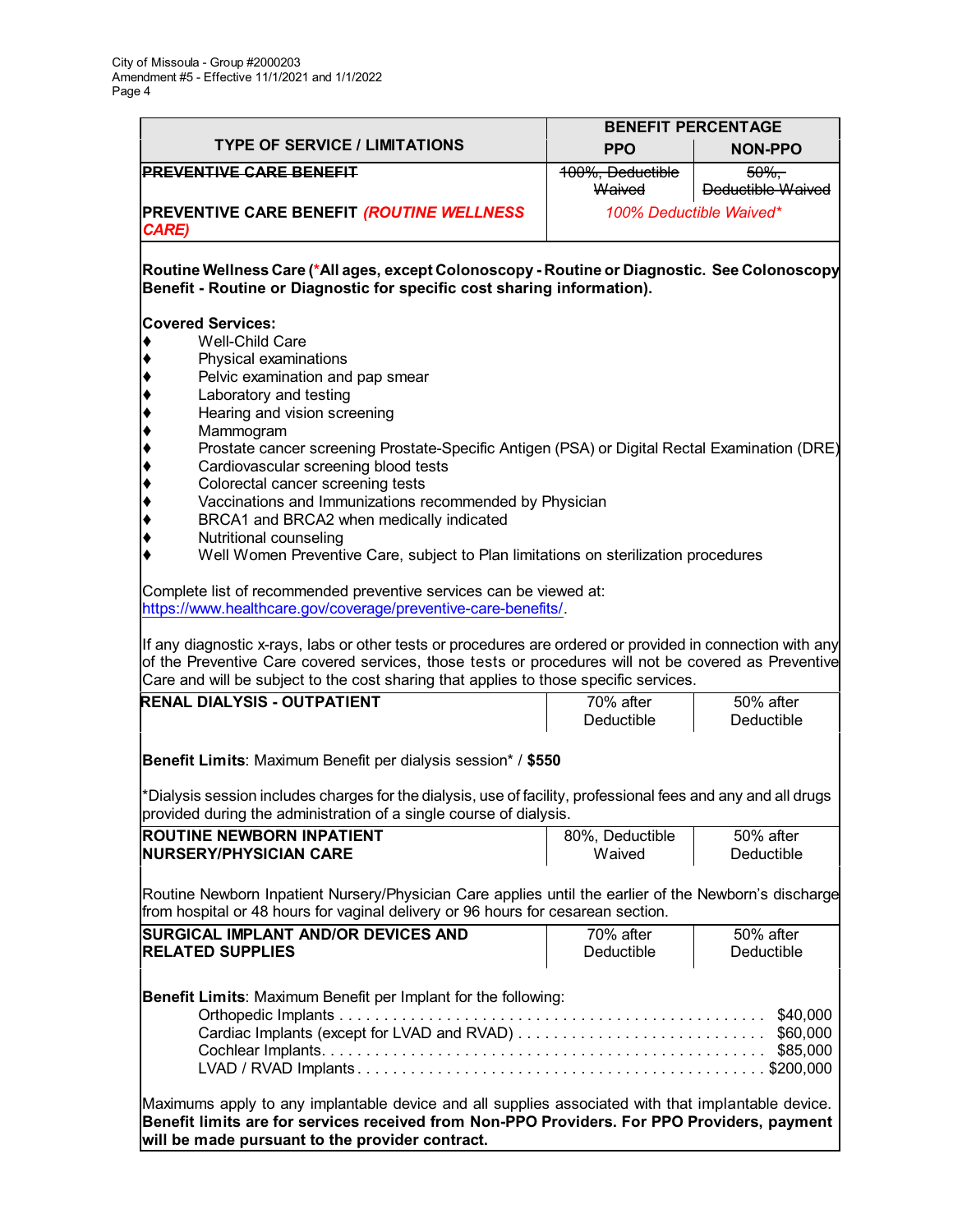| TYPE OF SERVICE / LIMITATIONS | BENEFIT PERCENTAGE | |
|---|---|---|
| | PPO | NON-PPO |
| ~~**PREVENTIVE CARE BENEFIT**~~ | ~~100%, Deductible Waived~~ | ~~50%, Deductible Waived~~ |
| **PREVENTIVE CARE BENEFIT *(ROUTINE WELLNESS CARE)*** | *100% Deductible Waived** | |

**Routine Wellness Care (*All ages, except Colonoscopy - Routine or Diagnostic. See Colonoscopy Benefit - Routine or Diagnostic for specific cost sharing information).**

**Covered Services:**

- Well-Child Care
- Physical examinations
- Pelvic examination and pap smear
- Laboratory and testing
- Hearing and vision screening
- Mammogram
- Prostate cancer screening Prostate-Specific Antigen (PSA) or Digital Rectal Examination (DRE)
- Cardiovascular screening blood tests
- Colorectal cancer screening tests
- Vaccinations and Immunizations recommended by Physician
- BRCA1 and BRCA2 when medically indicated
- Nutritional counseling
- Well Women Preventive Care, subject to Plan limitations on sterilization procedures

Complete list of recommended preventive services can be viewed at: https://www.healthcare.gov/coverage/preventive-care-benefits/.

If any diagnostic x-rays, labs or other tests or procedures are ordered or provided in connection with any of the Preventive Care covered services, those tests or procedures will not be covered as Preventive Care and will be subject to the cost sharing that applies to those specific services.

| TYPE OF SERVICE / LIMITATIONS | PPO | NON-PPO |
|---|---|---|
| **RENAL DIALYSIS - OUTPATIENT** | 70% after Deductible | 50% after Deductible |

**Benefit Limits**: Maximum Benefit per dialysis session* / **$550**

*Dialysis session includes charges for the dialysis, use of facility, professional fees and any and all drugs provided during the administration of a single course of dialysis.

| TYPE OF SERVICE / LIMITATIONS | PPO | NON-PPO |
|---|---|---|
| **ROUTINE NEWBORN INPATIENT NURSERY/PHYSICIAN CARE** | 80%, Deductible Waived | 50% after Deductible |

Routine Newborn Inpatient Nursery/Physician Care applies until the earlier of the Newborn's discharge from hospital or 48 hours for vaginal delivery or 96 hours for cesarean section.

| TYPE OF SERVICE / LIMITATIONS | PPO | NON-PPO |
|---|---|---|
| **SURGICAL IMPLANT AND/OR DEVICES AND RELATED SUPPLIES** | 70% after Deductible | 50% after Deductible |

**Benefit Limits**: Maximum Benefit per Implant for the following:

| Implant | Maximum |
|---|---|
| Orthopedic Implants | $40,000 |
| Cardiac Implants (except for LVAD and RVAD) | $60,000 |
| Cochlear Implants | $85,000 |
| LVAD / RVAD Implants | $200,000 |

Maximums apply to any implantable device and all supplies associated with that implantable device. **Benefit limits are for services received from Non-PPO Providers. For PPO Providers, payment will be made pursuant to the provider contract.**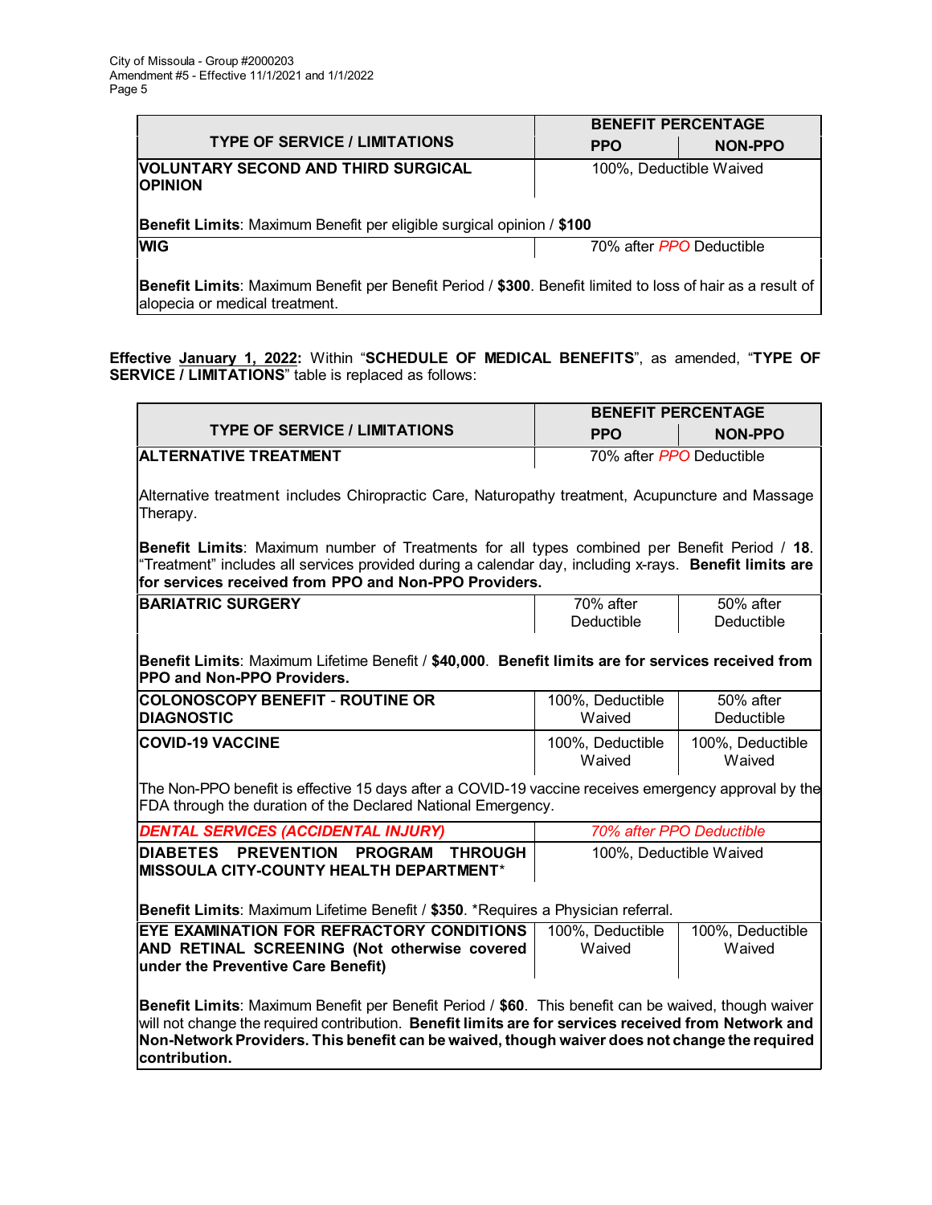| TYPE OF SERVICE / LIMITATIONS | BENEFIT PERCENTAGE | |
|---|---|---|
| | **PPO** | **NON-PPO** |
| **VOLUNTARY SECOND AND THIRD SURGICAL OPINION** | 100%, Deductible Waived | |
| **Benefit Limits**: Maximum Benefit per eligible surgical opinion / **$100** | | |
| **WIG** | 70% after *PPO* Deductible | |
| **Benefit Limits**: Maximum Benefit per Benefit Period / **$300**. Benefit limited to loss of hair as a result of alopecia or medical treatment. | | |

**Effective January 1, 2022:** Within "**SCHEDULE OF MEDICAL BENEFITS**", as amended, "**TYPE OF SERVICE / LIMITATIONS**" table is replaced as follows:

| TYPE OF SERVICE / LIMITATIONS | BENEFIT PERCENTAGE | |
|---|---|---|
| | **PPO** | **NON-PPO** |
| **ALTERNATIVE TREATMENT** | 70% after *PPO* Deductible | |
| Alternative treatment includes Chiropractic Care, Naturopathy treatment, Acupuncture and Massage Therapy.<br><br>**Benefit Limits**: Maximum number of Treatments for all types combined per Benefit Period / **18**. "Treatment" includes all services provided during a calendar day, including x-rays. **Benefit limits are for services received from PPO and Non-PPO Providers.** | | |
| **BARIATRIC SURGERY** | 70% after Deductible | 50% after Deductible |
| **Benefit Limits**: Maximum Lifetime Benefit / **$40,000**. **Benefit limits are for services received from PPO and Non-PPO Providers.** | | |
| **COLONOSCOPY BENEFIT - ROUTINE OR DIAGNOSTIC** | 100%, Deductible Waived | 50% after Deductible |
| **COVID-19 VACCINE** | 100%, Deductible Waived | 100%, Deductible Waived |
| The Non-PPO benefit is effective 15 days after a COVID-19 vaccine receives emergency approval by the FDA through the duration of the Declared National Emergency. | | |
| ***DENTAL SERVICES (ACCIDENTAL INJURY)*** | *70% after PPO Deductible* | |
| **DIABETES PREVENTION PROGRAM THROUGH MISSOULA CITY-COUNTY HEALTH DEPARTMENT*** | 100%, Deductible Waived | |
| **Benefit Limits**: Maximum Lifetime Benefit / **$350**. *Requires a Physician referral. | | |
| **EYE EXAMINATION FOR REFRACTORY CONDITIONS AND RETINAL SCREENING (Not otherwise covered under the Preventive Care Benefit)** | 100%, Deductible Waived | 100%, Deductible Waived |
| **Benefit Limits**: Maximum Benefit per Benefit Period / **$60**. This benefit can be waived, though waiver will not change the required contribution. **Benefit limits are for services received from Network and Non-Network Providers. This benefit can be waived, though waiver does not change the required contribution.** | | |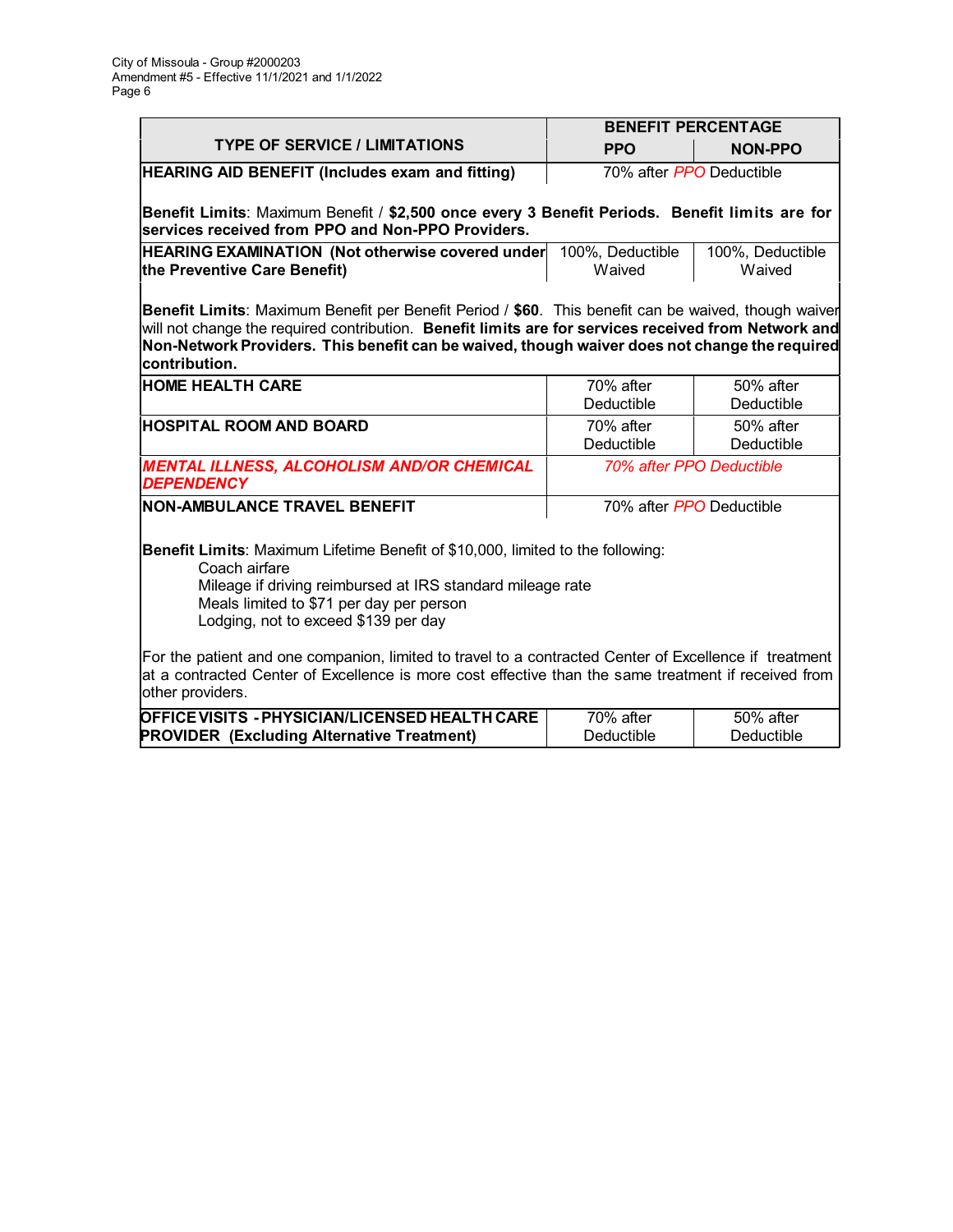| TYPE OF SERVICE / LIMITATIONS | BENEFIT PERCENTAGE | |
|---|---|---|
| | **PPO** | **NON-PPO** |
| **HEARING AID BENEFIT (Includes exam and fitting)** | 70% after *PPO* Deductible | |
| **Benefit Limits**: Maximum Benefit / **$2,500 once every 3 Benefit Periods. Benefit limits are for services received from PPO and Non-PPO Providers.** | | |
| **HEARING EXAMINATION (Not otherwise covered under the Preventive Care Benefit)** | 100%, Deductible Waived | 100%, Deductible Waived |
| **Benefit Limits**: Maximum Benefit per Benefit Period / **$60**. This benefit can be waived, though waiver will not change the required contribution. **Benefit limits are for services received from Network and Non-Network Providers. This benefit can be waived, though waiver does not change the required contribution.** | | |
| **HOME HEALTH CARE** | 70% after Deductible | 50% after Deductible |
| **HOSPITAL ROOM AND BOARD** | 70% after Deductible | 50% after Deductible |
| ***MENTAL ILLNESS, ALCOHOLISM AND/OR CHEMICAL DEPENDENCY*** | *70% after PPO Deductible* | |
| **NON-AMBULANCE TRAVEL BENEFIT** | 70% after *PPO* Deductible | |
| **Benefit Limits**: Maximum Lifetime Benefit of $10,000, limited to the following: Coach airfare; Mileage if driving reimbursed at IRS standard mileage rate; Meals limited to $71 per day per person; Lodging, not to exceed $139 per day. For the patient and one companion, limited to travel to a contracted Center of Excellence if treatment at a contracted Center of Excellence is more cost effective than the same treatment if received from other providers. | | |
| **OFFICE VISITS - PHYSICIAN/LICENSED HEALTH CARE PROVIDER (Excluding Alternative Treatment)** | 70% after Deductible | 50% after Deductible |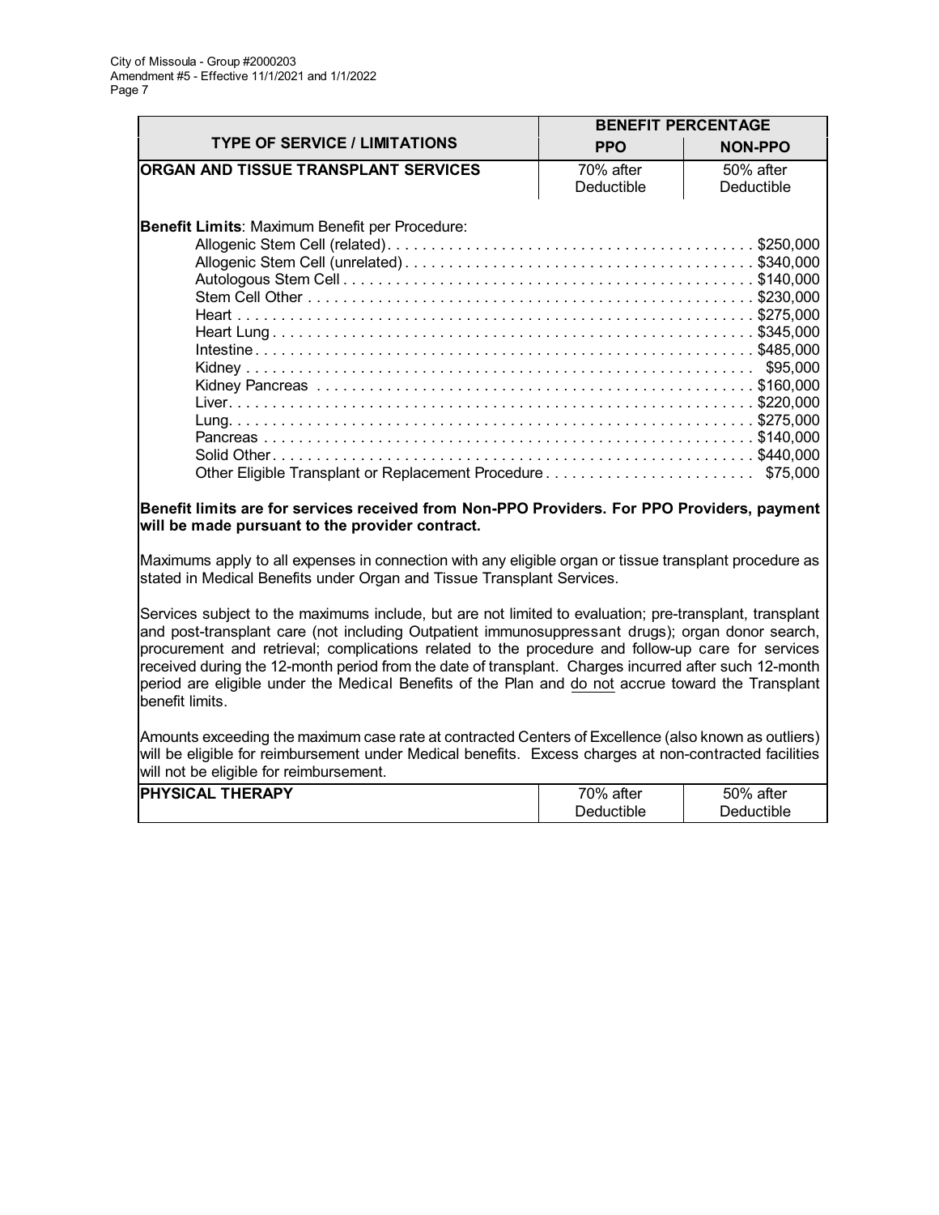| TYPE OF SERVICE / LIMITATIONS | BENEFIT PERCENTAGE | |
|---|---|---|
| | **PPO** | **NON-PPO** |
| **ORGAN AND TISSUE TRANSPLANT SERVICES** | 70% after Deductible | 50% after Deductible |

**Benefit Limits**: Maximum Benefit per Procedure:

| Procedure | Maximum |
|---|---|
| Allogenic Stem Cell (related) | $250,000 |
| Allogenic Stem Cell (unrelated) | $340,000 |
| Autologous Stem Cell | $140,000 |
| Stem Cell Other | $230,000 |
| Heart | $275,000 |
| Heart Lung | $345,000 |
| Intestine | $485,000 |
| Kidney | $95,000 |
| Kidney Pancreas | $160,000 |
| Liver | $220,000 |
| Lung | $275,000 |
| Pancreas | $140,000 |
| Solid Other | $440,000 |
| Other Eligible Transplant or Replacement Procedure | $75,000 |

**Benefit limits are for services received from Non-PPO Providers. For PPO Providers, payment will be made pursuant to the provider contract.**

Maximums apply to all expenses in connection with any eligible organ or tissue transplant procedure as stated in Medical Benefits under Organ and Tissue Transplant Services.

Services subject to the maximums include, but are not limited to evaluation; pre-transplant, transplant and post-transplant care (not including Outpatient immunosuppressant drugs); organ donor search, procurement and retrieval; complications related to the procedure and follow-up care for services received during the 12-month period from the date of transplant. Charges incurred after such 12-month period are eligible under the Medical Benefits of the Plan and do not accrue toward the Transplant benefit limits.

Amounts exceeding the maximum case rate at contracted Centers of Excellence (also known as outliers) will be eligible for reimbursement under Medical benefits. Excess charges at non-contracted facilities will not be eligible for reimbursement.

| TYPE OF SERVICE / LIMITATIONS | PPO | NON-PPO |
|---|---|---|
| **PHYSICAL THERAPY** | 70% after Deductible | 50% after Deductible |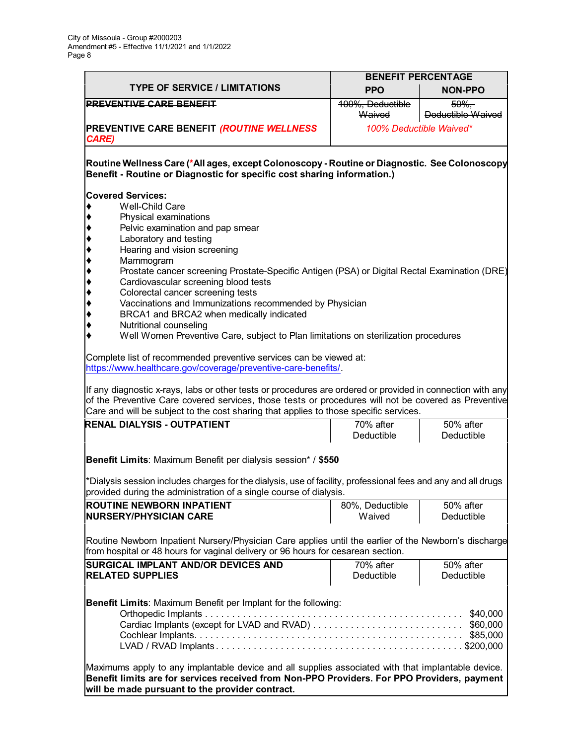City of Missoula - Group #2000203
Amendment #5 - Effective 11/1/2021 and 1/1/2022

| TYPE OF SERVICE / LIMITATIONS | BENEFIT PERCENTAGE PPO | NON-PPO |
|---|---|---|
| ~~**PREVENTIVE CARE BENEFIT**~~ | ~~100%, Deductible Waived~~ | ~~50%, Deductible Waived~~ |
| **PREVENTIVE CARE BENEFIT *(ROUTINE WELLNESS CARE)*** | *100% Deductible Waived** | |

**Routine Wellness Care (*All ages, except Colonoscopy - Routine or Diagnostic. See Colonoscopy Benefit - Routine or Diagnostic for specific cost sharing information.)**

**Covered Services:**

- Well-Child Care
- Physical examinations
- Pelvic examination and pap smear
- Laboratory and testing
- Hearing and vision screening
- Mammogram
- Prostate cancer screening Prostate-Specific Antigen (PSA) or Digital Rectal Examination (DRE)
- Cardiovascular screening blood tests
- Colorectal cancer screening tests
- Vaccinations and Immunizations recommended by Physician
- BRCA1 and BRCA2 when medically indicated
- Nutritional counseling
- Well Women Preventive Care, subject to Plan limitations on sterilization procedures

Complete list of recommended preventive services can be viewed at: https://www.healthcare.gov/coverage/preventive-care-benefits/.

If any diagnostic x-rays, labs or other tests or procedures are ordered or provided in connection with any of the Preventive Care covered services, those tests or procedures will not be covered as Preventive Care and will be subject to the cost sharing that applies to those specific services.

| TYPE OF SERVICE / LIMITATIONS | PPO | NON-PPO |
|---|---|---|
| **RENAL DIALYSIS - OUTPATIENT** | 70% after Deductible | 50% after Deductible |

**Benefit Limits**: Maximum Benefit per dialysis session* / **$550**

*Dialysis session includes charges for the dialysis, use of facility, professional fees and any and all drugs provided during the administration of a single course of dialysis.

| TYPE OF SERVICE / LIMITATIONS | PPO | NON-PPO |
|---|---|---|
| **ROUTINE NEWBORN INPATIENT NURSERY/PHYSICIAN CARE** | 80%, Deductible Waived | 50% after Deductible |

Routine Newborn Inpatient Nursery/Physician Care applies until the earlier of the Newborn's discharge from hospital or 48 hours for vaginal delivery or 96 hours for cesarean section.

| TYPE OF SERVICE / LIMITATIONS | PPO | NON-PPO |
|---|---|---|
| **SURGICAL IMPLANT AND/OR DEVICES AND RELATED SUPPLIES** | 70% after Deductible | 50% after Deductible |

**Benefit Limits**: Maximum Benefit per Implant for the following:

- Orthopedic Implants . . . . . . . . . . $40,000
- Cardiac Implants (except for LVAD and RVAD) . . . . . . . . . . $60,000
- Cochlear Implants. . . . . . . . . . $85,000
- LVAD / RVAD Implants . . . . . . . . . . $200,000

Maximums apply to any implantable device and all supplies associated with that implantable device. **Benefit limits are for services received from Non-PPO Providers. For PPO Providers, payment will be made pursuant to the provider contract.**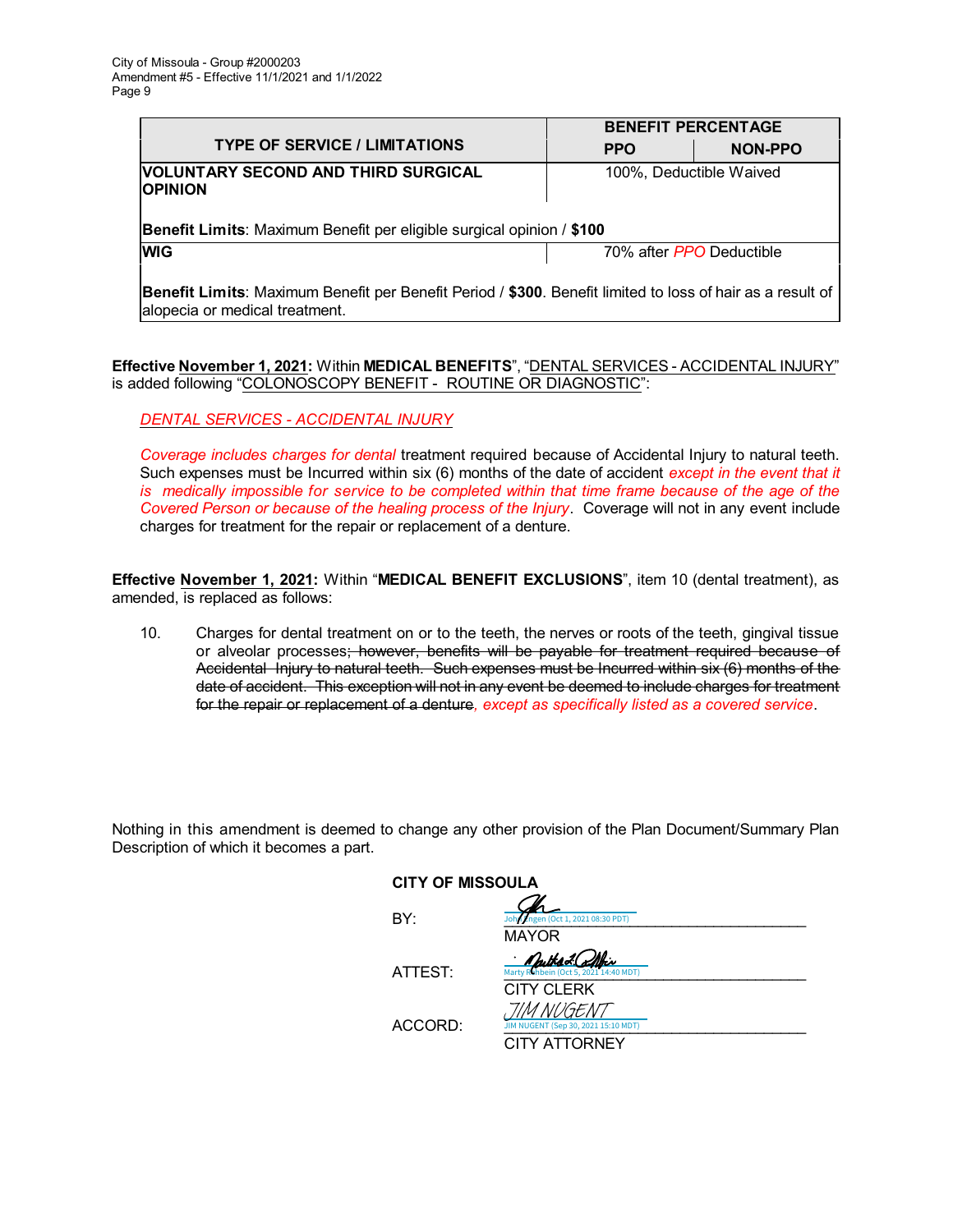| TYPE OF SERVICE / LIMITATIONS | BENEFIT PERCENTAGE | |
|---|---|---|
| | PPO | NON-PPO |
| **VOLUNTARY SECOND AND THIRD SURGICAL OPINION** | 100%, Deductible Waived | |
| **Benefit Limits**: Maximum Benefit per eligible surgical opinion / **$100** | | |
| **WIG** | 70% after *PPO* Deductible | |
| **Benefit Limits**: Maximum Benefit per Benefit Period / **$300**. Benefit limited to loss of hair as a result of alopecia or medical treatment. | | |

**Effective November 1, 2021:** Within **MEDICAL BENEFITS**", "DENTAL SERVICES - ACCIDENTAL INJURY" is added following "COLONOSCOPY BENEFIT - ROUTINE OR DIAGNOSTIC":

*DENTAL SERVICES - ACCIDENTAL INJURY*

*Coverage includes charges for dental* treatment required because of Accidental Injury to natural teeth. Such expenses must be Incurred within six (6) months of the date of accident *except in the event that it is medically impossible for service to be completed within that time frame because of the age of the Covered Person or because of the healing process of the Injury*. Coverage will not in any event include charges for treatment for the repair or replacement of a denture.

**Effective November 1, 2021:** Within "**MEDICAL BENEFIT EXCLUSIONS**", item 10 (dental treatment), as amended, is replaced as follows:

10. Charges for dental treatment on or to the teeth, the nerves or roots of the teeth, gingival tissue or alveolar processes~~; however, benefits will be payable for treatment required because of Accidental Injury to natural teeth. Such expenses must be Incurred within six (6) months of the date of accident. This exception will not in any event be deemed to include charges for treatment for the repair or replacement of a denture~~*, except as specifically listed as a covered service*.

Nothing in this amendment is deemed to change any other provision of the Plan Document/Summary Plan Description of which it becomes a part.

**CITY OF MISSOULA**

BY: John Engen (Oct 1, 2021 08:30 PDT)
MAYOR

ATTEST: Marty Rehbein (Oct 5, 2021 14:40 MDT)
CITY CLERK

ACCORD: JIM NUGENT (Sep 30, 2021 15:10 MDT)
CITY ATTORNEY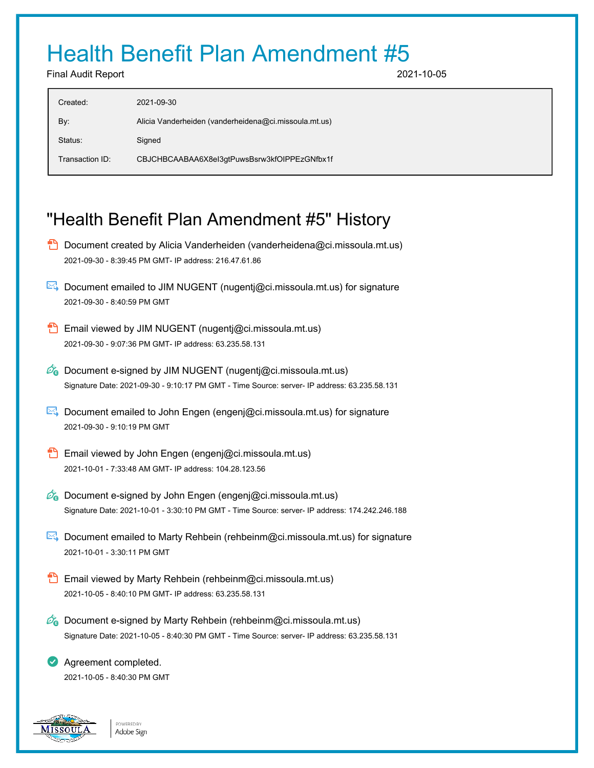# Health Benefit Plan Amendment #5

Final Audit Report 2021-10-05

| | |
|---|---|
| Created: | 2021-09-30 |
| By: | Alicia Vanderheiden (vanderheidena@ci.missoula.mt.us) |
| Status: | Signed |
| Transaction ID: | CBJCHBCAABAA6X8eI3gtPuwsBsrw3kfOIPPEzGNfbx1f |

## "Health Benefit Plan Amendment #5" History

- Document created by Alicia Vanderheiden (vanderheidena@ci.missoula.mt.us)
  2021-09-30 - 8:39:45 PM GMT- IP address: 216.47.61.86

- Document emailed to JIM NUGENT (nugentj@ci.missoula.mt.us) for signature
  2021-09-30 - 8:40:59 PM GMT

- Email viewed by JIM NUGENT (nugentj@ci.missoula.mt.us)
  2021-09-30 - 9:07:36 PM GMT- IP address: 63.235.58.131

- Document e-signed by JIM NUGENT (nugentj@ci.missoula.mt.us)
  Signature Date: 2021-09-30 - 9:10:17 PM GMT - Time Source: server- IP address: 63.235.58.131

- Document emailed to John Engen (engenj@ci.missoula.mt.us) for signature
  2021-09-30 - 9:10:19 PM GMT

- Email viewed by John Engen (engenj@ci.missoula.mt.us)
  2021-10-01 - 7:33:48 AM GMT- IP address: 104.28.123.56

- Document e-signed by John Engen (engenj@ci.missoula.mt.us)
  Signature Date: 2021-10-01 - 3:30:10 PM GMT - Time Source: server- IP address: 174.242.246.188

- Document emailed to Marty Rehbein (rehbeinm@ci.missoula.mt.us) for signature
  2021-10-01 - 3:30:11 PM GMT

- Email viewed by Marty Rehbein (rehbeinm@ci.missoula.mt.us)
  2021-10-05 - 8:40:10 PM GMT- IP address: 63.235.58.131

- Document e-signed by Marty Rehbein (rehbeinm@ci.missoula.mt.us)
  Signature Date: 2021-10-05 - 8:40:30 PM GMT - Time Source: server- IP address: 63.235.58.131

- Agreement completed.
  2021-10-05 - 8:40:30 PM GMT

MISSOULA | POWERED BY Adobe Sign